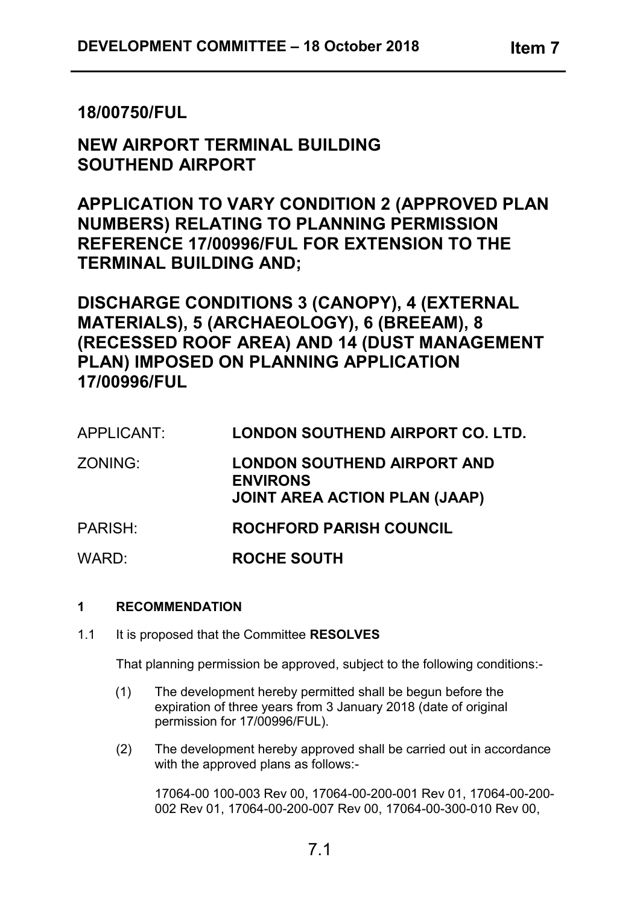# 18/00750/FUL

## NEW AIRPORT TERMINAL BUILDING SOUTHEND AIRPORT

## APPLICATION TO VARY CONDITION 2 (APPROVED PLAN NUMBERS) RELATING TO PLANNING PERMISSION REFERENCE 17/00996/FUL FOR EXTENSION TO THE TERMINAL BUILDING AND;

## DISCHARGE CONDITIONS 3 (CANOPY), 4 (EXTERNAL MATERIALS), 5 (ARCHAEOLOGY), 6 (BREEAM), 8 (RECESSED ROOF AREA) AND 14 (DUST MANAGEMENT PLAN) IMPOSED ON PLANNING APPLICATION 17/00996/FUL

| | |
|---|---|
| APPLICANT: | **LONDON SOUTHEND AIRPORT CO. LTD.** |
| ZONING: | **LONDON SOUTHEND AIRPORT AND ENVIRONS JOINT AREA ACTION PLAN (JAAP)** |
| PARISH: | **ROCHFORD PARISH COUNCIL** |
| WARD: | **ROCHE SOUTH** |

**1 RECOMMENDATION**

1.1 It is proposed that the Committee **RESOLVES**

That planning permission be approved, subject to the following conditions:-

(1) The development hereby permitted shall be begun before the expiration of three years from 3 January 2018 (date of original permission for 17/00996/FUL).

(2) The development hereby approved shall be carried out in accordance with the approved plans as follows:-

17064-00 100-003 Rev 00, 17064-00-200-001 Rev 01, 17064-00-200-002 Rev 01, 17064-00-200-007 Rev 00, 17064-00-300-010 Rev 00,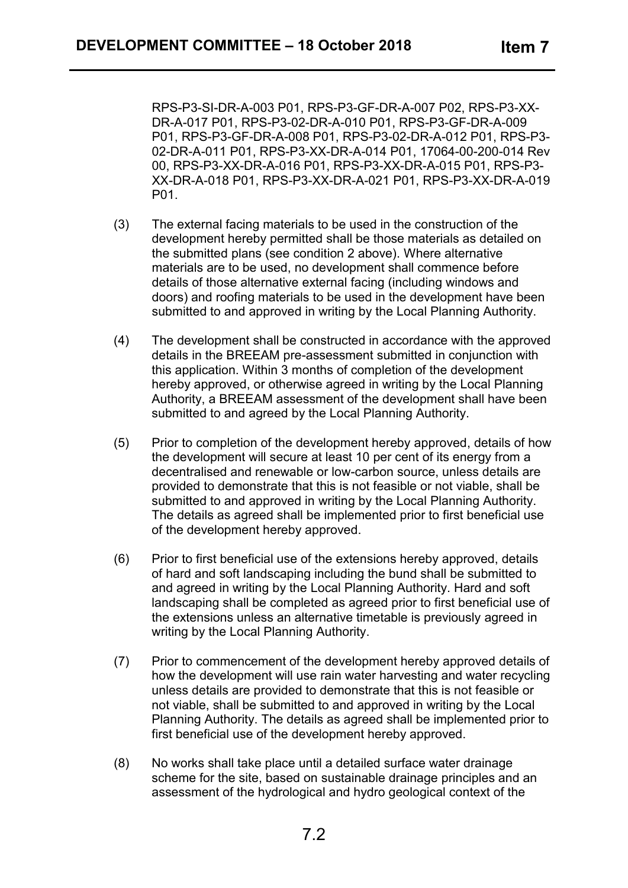RPS-P3-SI-DR-A-003 P01, RPS-P3-GF-DR-A-007 P02, RPS-P3-XX-DR-A-017 P01, RPS-P3-02-DR-A-010 P01, RPS-P3-GF-DR-A-009 P01, RPS-P3-GF-DR-A-008 P01, RPS-P3-02-DR-A-012 P01, RPS-P3-02-DR-A-011 P01, RPS-P3-XX-DR-A-014 P01, 17064-00-200-014 Rev 00, RPS-P3-XX-DR-A-016 P01, RPS-P3-XX-DR-A-015 P01, RPS-P3-XX-DR-A-018 P01, RPS-P3-XX-DR-A-021 P01, RPS-P3-XX-DR-A-019 P01.

(3) The external facing materials to be used in the construction of the development hereby permitted shall be those materials as detailed on the submitted plans (see condition 2 above). Where alternative materials are to be used, no development shall commence before details of those alternative external facing (including windows and doors) and roofing materials to be used in the development have been submitted to and approved in writing by the Local Planning Authority.

(4) The development shall be constructed in accordance with the approved details in the BREEAM pre-assessment submitted in conjunction with this application. Within 3 months of completion of the development hereby approved, or otherwise agreed in writing by the Local Planning Authority, a BREEAM assessment of the development shall have been submitted to and agreed by the Local Planning Authority.

(5) Prior to completion of the development hereby approved, details of how the development will secure at least 10 per cent of its energy from a decentralised and renewable or low-carbon source, unless details are provided to demonstrate that this is not feasible or not viable, shall be submitted to and approved in writing by the Local Planning Authority. The details as agreed shall be implemented prior to first beneficial use of the development hereby approved.

(6) Prior to first beneficial use of the extensions hereby approved, details of hard and soft landscaping including the bund shall be submitted to and agreed in writing by the Local Planning Authority. Hard and soft landscaping shall be completed as agreed prior to first beneficial use of the extensions unless an alternative timetable is previously agreed in writing by the Local Planning Authority.

(7) Prior to commencement of the development hereby approved details of how the development will use rain water harvesting and water recycling unless details are provided to demonstrate that this is not feasible or not viable, shall be submitted to and approved in writing by the Local Planning Authority. The details as agreed shall be implemented prior to first beneficial use of the development hereby approved.

(8) No works shall take place until a detailed surface water drainage scheme for the site, based on sustainable drainage principles and an assessment of the hydrological and hydro geological context of the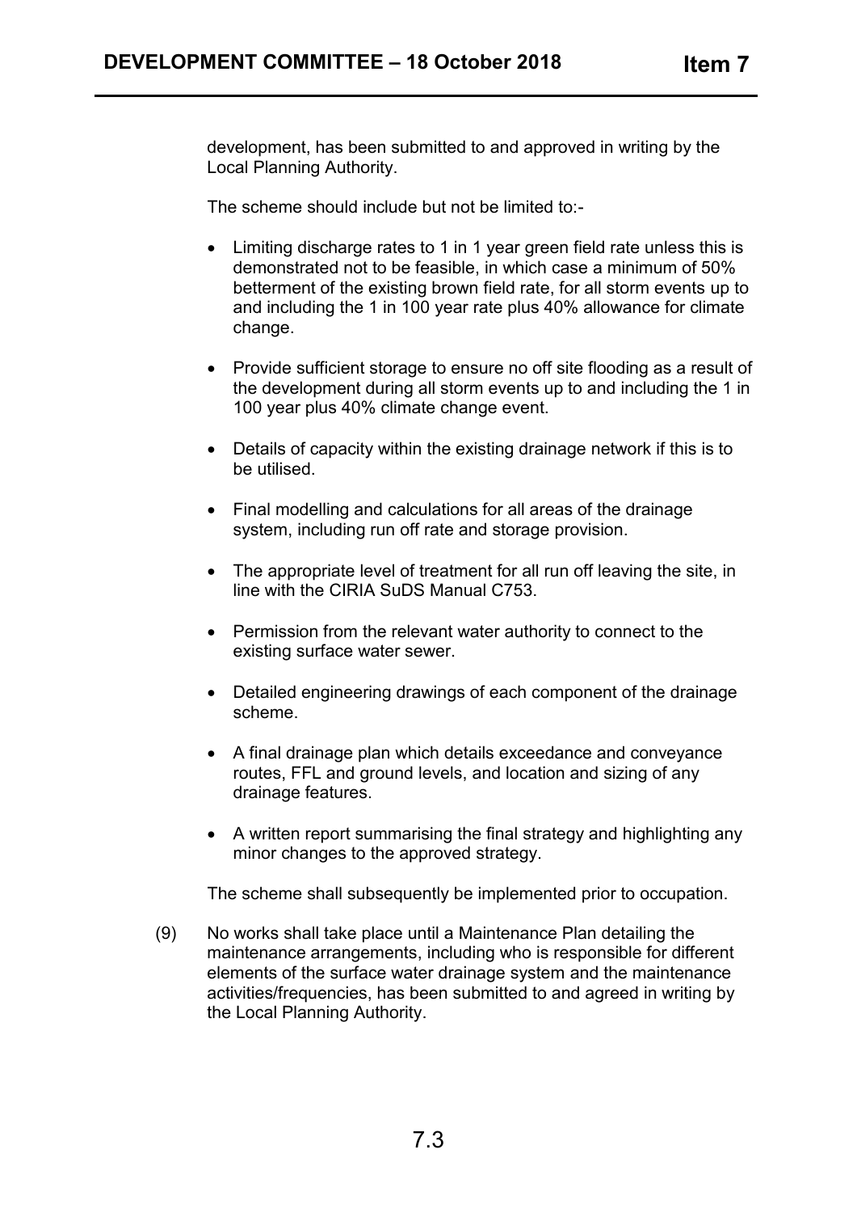development, has been submitted to and approved in writing by the Local Planning Authority.

The scheme should include but not be limited to:-

- Limiting discharge rates to 1 in 1 year green field rate unless this is demonstrated not to be feasible, in which case a minimum of 50% betterment of the existing brown field rate, for all storm events up to and including the 1 in 100 year rate plus 40% allowance for climate change.
- Provide sufficient storage to ensure no off site flooding as a result of the development during all storm events up to and including the 1 in 100 year plus 40% climate change event.
- Details of capacity within the existing drainage network if this is to be utilised.
- Final modelling and calculations for all areas of the drainage system, including run off rate and storage provision.
- The appropriate level of treatment for all run off leaving the site, in line with the CIRIA SuDS Manual C753.
- Permission from the relevant water authority to connect to the existing surface water sewer.
- Detailed engineering drawings of each component of the drainage scheme.
- A final drainage plan which details exceedance and conveyance routes, FFL and ground levels, and location and sizing of any drainage features.
- A written report summarising the final strategy and highlighting any minor changes to the approved strategy.

The scheme shall subsequently be implemented prior to occupation.

(9) No works shall take place until a Maintenance Plan detailing the maintenance arrangements, including who is responsible for different elements of the surface water drainage system and the maintenance activities/frequencies, has been submitted to and agreed in writing by the Local Planning Authority.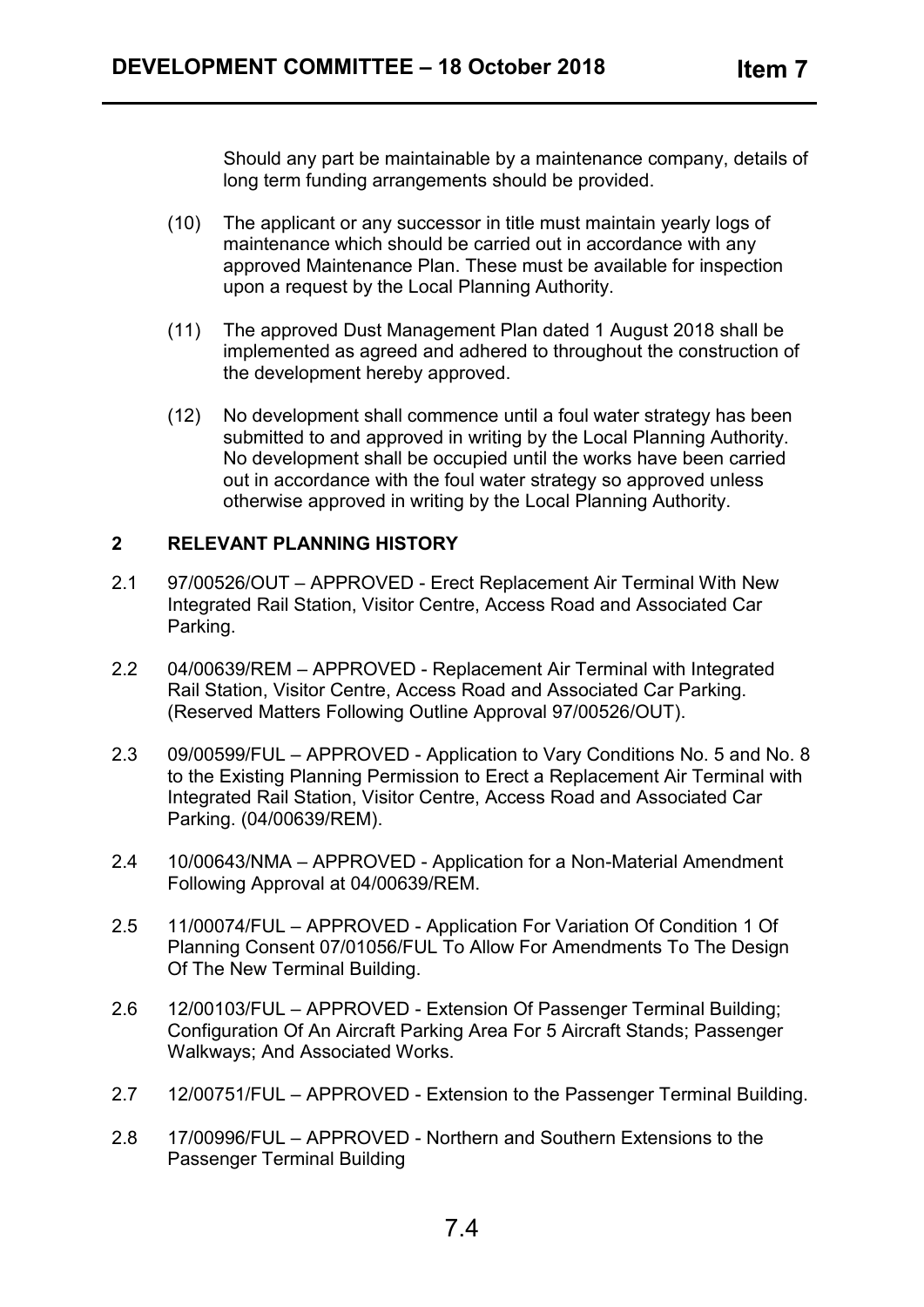Should any part be maintainable by a maintenance company, details of long term funding arrangements should be provided.

(10) The applicant or any successor in title must maintain yearly logs of maintenance which should be carried out in accordance with any approved Maintenance Plan. These must be available for inspection upon a request by the Local Planning Authority.

(11) The approved Dust Management Plan dated 1 August 2018 shall be implemented as agreed and adhered to throughout the construction of the development hereby approved.

(12) No development shall commence until a foul water strategy has been submitted to and approved in writing by the Local Planning Authority. No development shall be occupied until the works have been carried out in accordance with the foul water strategy so approved unless otherwise approved in writing by the Local Planning Authority.

## 2 RELEVANT PLANNING HISTORY

2.1 97/00526/OUT – APPROVED - Erect Replacement Air Terminal With New Integrated Rail Station, Visitor Centre, Access Road and Associated Car Parking.

2.2 04/00639/REM – APPROVED - Replacement Air Terminal with Integrated Rail Station, Visitor Centre, Access Road and Associated Car Parking. (Reserved Matters Following Outline Approval 97/00526/OUT).

2.3 09/00599/FUL – APPROVED - Application to Vary Conditions No. 5 and No. 8 to the Existing Planning Permission to Erect a Replacement Air Terminal with Integrated Rail Station, Visitor Centre, Access Road and Associated Car Parking. (04/00639/REM).

2.4 10/00643/NMA – APPROVED - Application for a Non-Material Amendment Following Approval at 04/00639/REM.

2.5 11/00074/FUL – APPROVED - Application For Variation Of Condition 1 Of Planning Consent 07/01056/FUL To Allow For Amendments To The Design Of The New Terminal Building.

2.6 12/00103/FUL – APPROVED - Extension Of Passenger Terminal Building; Configuration Of An Aircraft Parking Area For 5 Aircraft Stands; Passenger Walkways; And Associated Works.

2.7 12/00751/FUL – APPROVED - Extension to the Passenger Terminal Building.

2.8 17/00996/FUL – APPROVED - Northern and Southern Extensions to the Passenger Terminal Building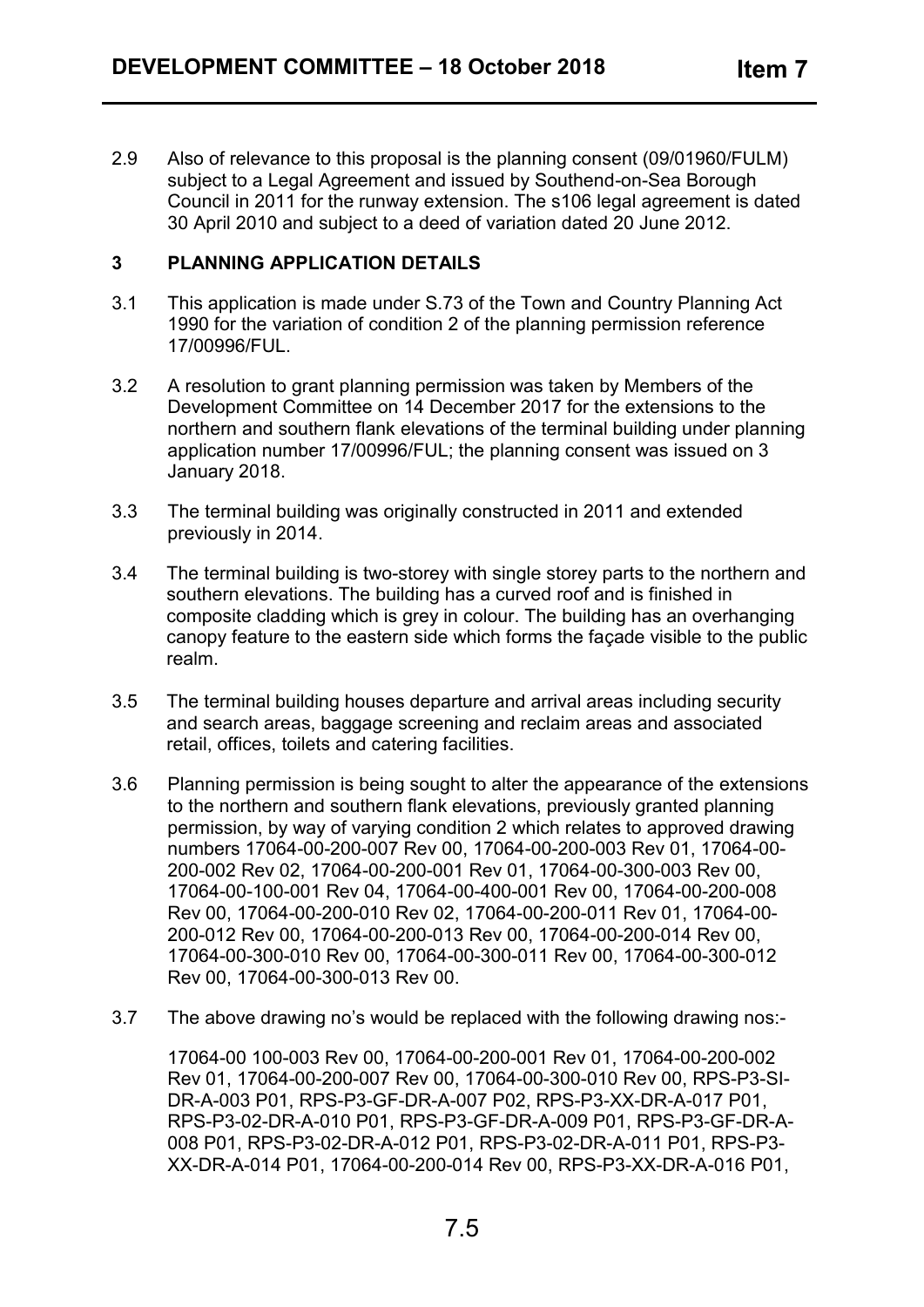2.9 Also of relevance to this proposal is the planning consent (09/01960/FULM) subject to a Legal Agreement and issued by Southend-on-Sea Borough Council in 2011 for the runway extension. The s106 legal agreement is dated 30 April 2010 and subject to a deed of variation dated 20 June 2012.

## 3 PLANNING APPLICATION DETAILS

3.1 This application is made under S.73 of the Town and Country Planning Act 1990 for the variation of condition 2 of the planning permission reference 17/00996/FUL.

3.2 A resolution to grant planning permission was taken by Members of the Development Committee on 14 December 2017 for the extensions to the northern and southern flank elevations of the terminal building under planning application number 17/00996/FUL; the planning consent was issued on 3 January 2018.

3.3 The terminal building was originally constructed in 2011 and extended previously in 2014.

3.4 The terminal building is two-storey with single storey parts to the northern and southern elevations. The building has a curved roof and is finished in composite cladding which is grey in colour. The building has an overhanging canopy feature to the eastern side which forms the façade visible to the public realm.

3.5 The terminal building houses departure and arrival areas including security and search areas, baggage screening and reclaim areas and associated retail, offices, toilets and catering facilities.

3.6 Planning permission is being sought to alter the appearance of the extensions to the northern and southern flank elevations, previously granted planning permission, by way of varying condition 2 which relates to approved drawing numbers 17064-00-200-007 Rev 00, 17064-00-200-003 Rev 01, 17064-00-200-002 Rev 02, 17064-00-200-001 Rev 01, 17064-00-300-003 Rev 00, 17064-00-100-001 Rev 04, 17064-00-400-001 Rev 00, 17064-00-200-008 Rev 00, 17064-00-200-010 Rev 02, 17064-00-200-011 Rev 01, 17064-00-200-012 Rev 00, 17064-00-200-013 Rev 00, 17064-00-200-014 Rev 00, 17064-00-300-010 Rev 00, 17064-00-300-011 Rev 00, 17064-00-300-012 Rev 00, 17064-00-300-013 Rev 00.

3.7 The above drawing no's would be replaced with the following drawing nos:-

17064-00 100-003 Rev 00, 17064-00-200-001 Rev 01, 17064-00-200-002 Rev 01, 17064-00-200-007 Rev 00, 17064-00-300-010 Rev 00, RPS-P3-SI-DR-A-003 P01, RPS-P3-GF-DR-A-007 P02, RPS-P3-XX-DR-A-017 P01, RPS-P3-02-DR-A-010 P01, RPS-P3-GF-DR-A-009 P01, RPS-P3-GF-DR-A-008 P01, RPS-P3-02-DR-A-012 P01, RPS-P3-02-DR-A-011 P01, RPS-P3-XX-DR-A-014 P01, 17064-00-200-014 Rev 00, RPS-P3-XX-DR-A-016 P01,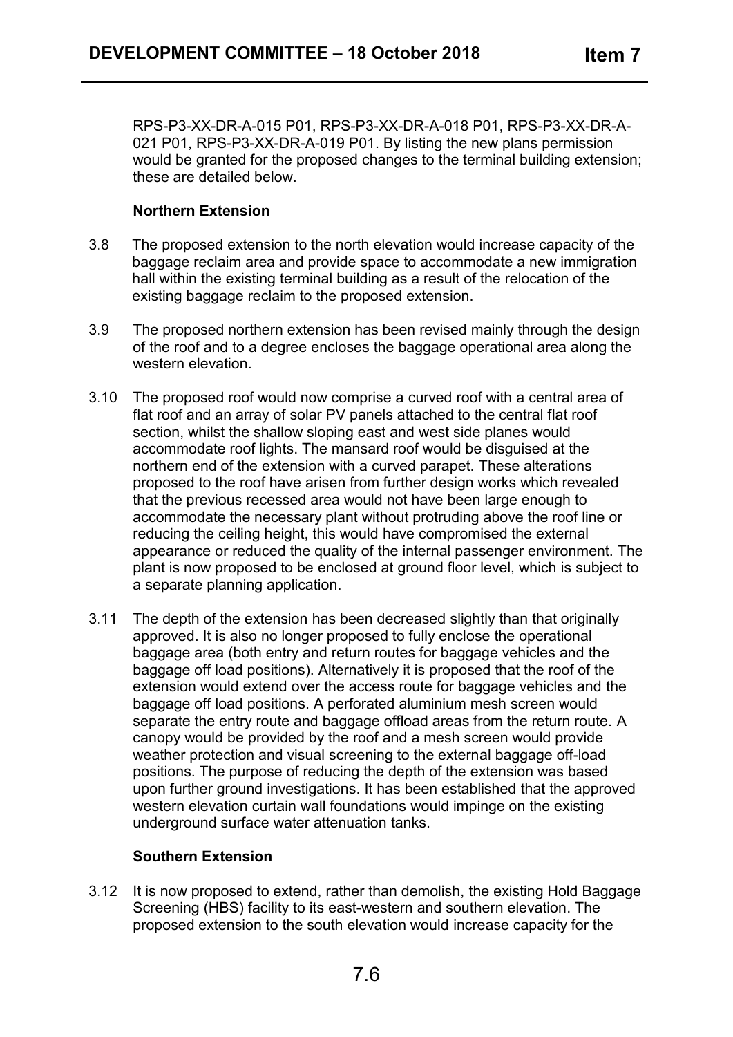RPS-P3-XX-DR-A-015 P01, RPS-P3-XX-DR-A-018 P01, RPS-P3-XX-DR-A-021 P01, RPS-P3-XX-DR-A-019 P01. By listing the new plans permission would be granted for the proposed changes to the terminal building extension; these are detailed below.

**Northern Extension**

3.8 The proposed extension to the north elevation would increase capacity of the baggage reclaim area and provide space to accommodate a new immigration hall within the existing terminal building as a result of the relocation of the existing baggage reclaim to the proposed extension.

3.9 The proposed northern extension has been revised mainly through the design of the roof and to a degree encloses the baggage operational area along the western elevation.

3.10 The proposed roof would now comprise a curved roof with a central area of flat roof and an array of solar PV panels attached to the central flat roof section, whilst the shallow sloping east and west side planes would accommodate roof lights. The mansard roof would be disguised at the northern end of the extension with a curved parapet. These alterations proposed to the roof have arisen from further design works which revealed that the previous recessed area would not have been large enough to accommodate the necessary plant without protruding above the roof line or reducing the ceiling height, this would have compromised the external appearance or reduced the quality of the internal passenger environment. The plant is now proposed to be enclosed at ground floor level, which is subject to a separate planning application.

3.11 The depth of the extension has been decreased slightly than that originally approved. It is also no longer proposed to fully enclose the operational baggage area (both entry and return routes for baggage vehicles and the baggage off load positions). Alternatively it is proposed that the roof of the extension would extend over the access route for baggage vehicles and the baggage off load positions. A perforated aluminium mesh screen would separate the entry route and baggage offload areas from the return route. A canopy would be provided by the roof and a mesh screen would provide weather protection and visual screening to the external baggage off-load positions. The purpose of reducing the depth of the extension was based upon further ground investigations. It has been established that the approved western elevation curtain wall foundations would impinge on the existing underground surface water attenuation tanks.

**Southern Extension**

3.12 It is now proposed to extend, rather than demolish, the existing Hold Baggage Screening (HBS) facility to its east-western and southern elevation. The proposed extension to the south elevation would increase capacity for the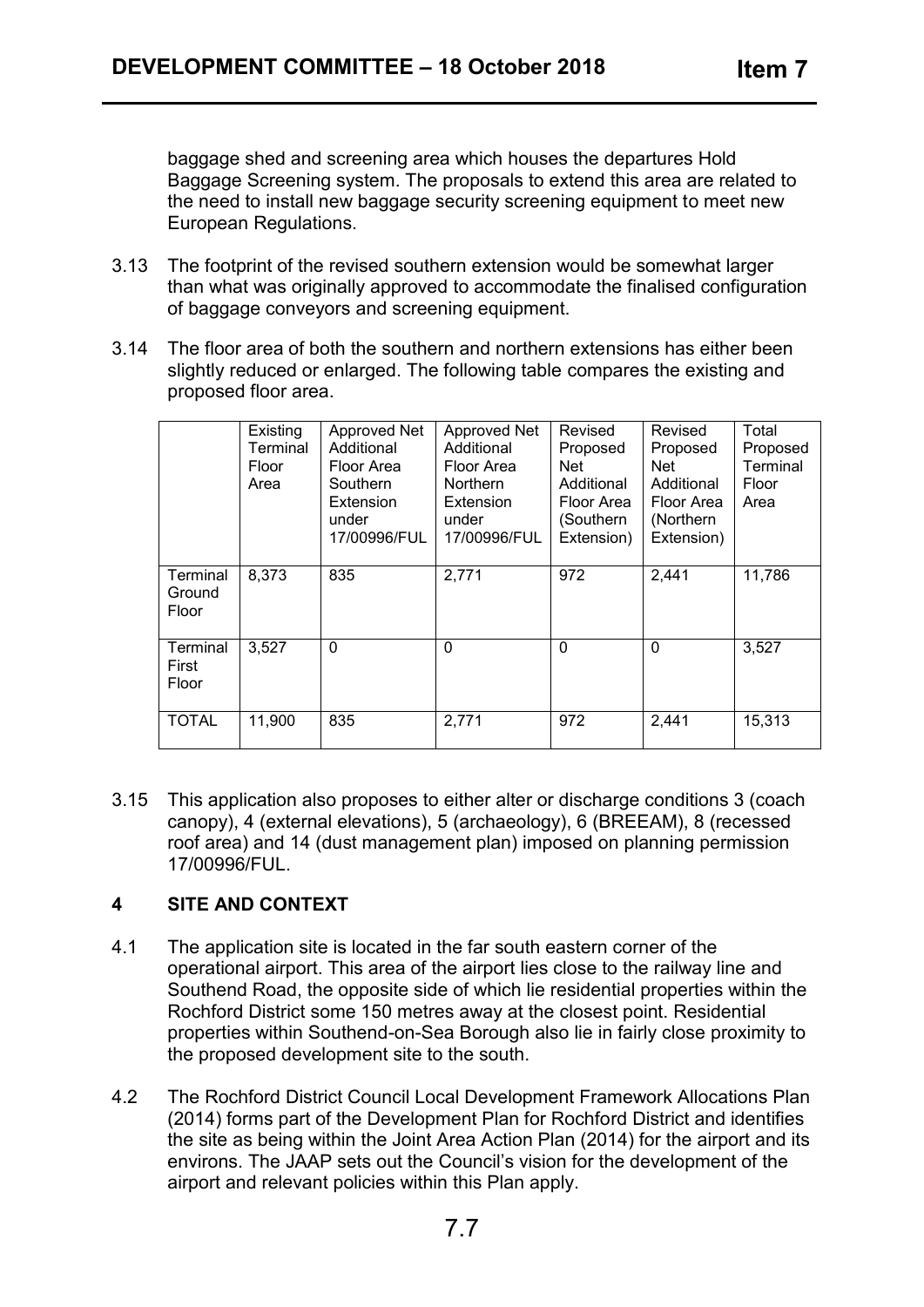baggage shed and screening area which houses the departures Hold Baggage Screening system. The proposals to extend this area are related to the need to install new baggage security screening equipment to meet new European Regulations.

3.13 The footprint of the revised southern extension would be somewhat larger than what was originally approved to accommodate the finalised configuration of baggage conveyors and screening equipment.

3.14 The floor area of both the southern and northern extensions has either been slightly reduced or enlarged. The following table compares the existing and proposed floor area.

| | Existing Terminal Floor Area | Approved Net Additional Floor Area Southern Extension under 17/00996/FUL | Approved Net Additional Floor Area Northern Extension under 17/00996/FUL | Revised Proposed Net Additional Floor Area (Southern Extension) | Revised Proposed Net Additional Floor Area (Northern Extension) | Total Proposed Terminal Floor Area |
|---|---|---|---|---|---|---|
| Terminal Ground Floor | 8,373 | 835 | 2,771 | 972 | 2,441 | 11,786 |
| Terminal First Floor | 3,527 | 0 | 0 | 0 | 0 | 3,527 |
| TOTAL | 11,900 | 835 | 2,771 | 972 | 2,441 | 15,313 |

3.15 This application also proposes to either alter or discharge conditions 3 (coach canopy), 4 (external elevations), 5 (archaeology), 6 (BREEAM), 8 (recessed roof area) and 14 (dust management plan) imposed on planning permission 17/00996/FUL.

## 4 SITE AND CONTEXT

4.1 The application site is located in the far south eastern corner of the operational airport. This area of the airport lies close to the railway line and Southend Road, the opposite side of which lie residential properties within the Rochford District some 150 metres away at the closest point. Residential properties within Southend-on-Sea Borough also lie in fairly close proximity to the proposed development site to the south.

4.2 The Rochford District Council Local Development Framework Allocations Plan (2014) forms part of the Development Plan for Rochford District and identifies the site as being within the Joint Area Action Plan (2014) for the airport and its environs. The JAAP sets out the Council's vision for the development of the airport and relevant policies within this Plan apply.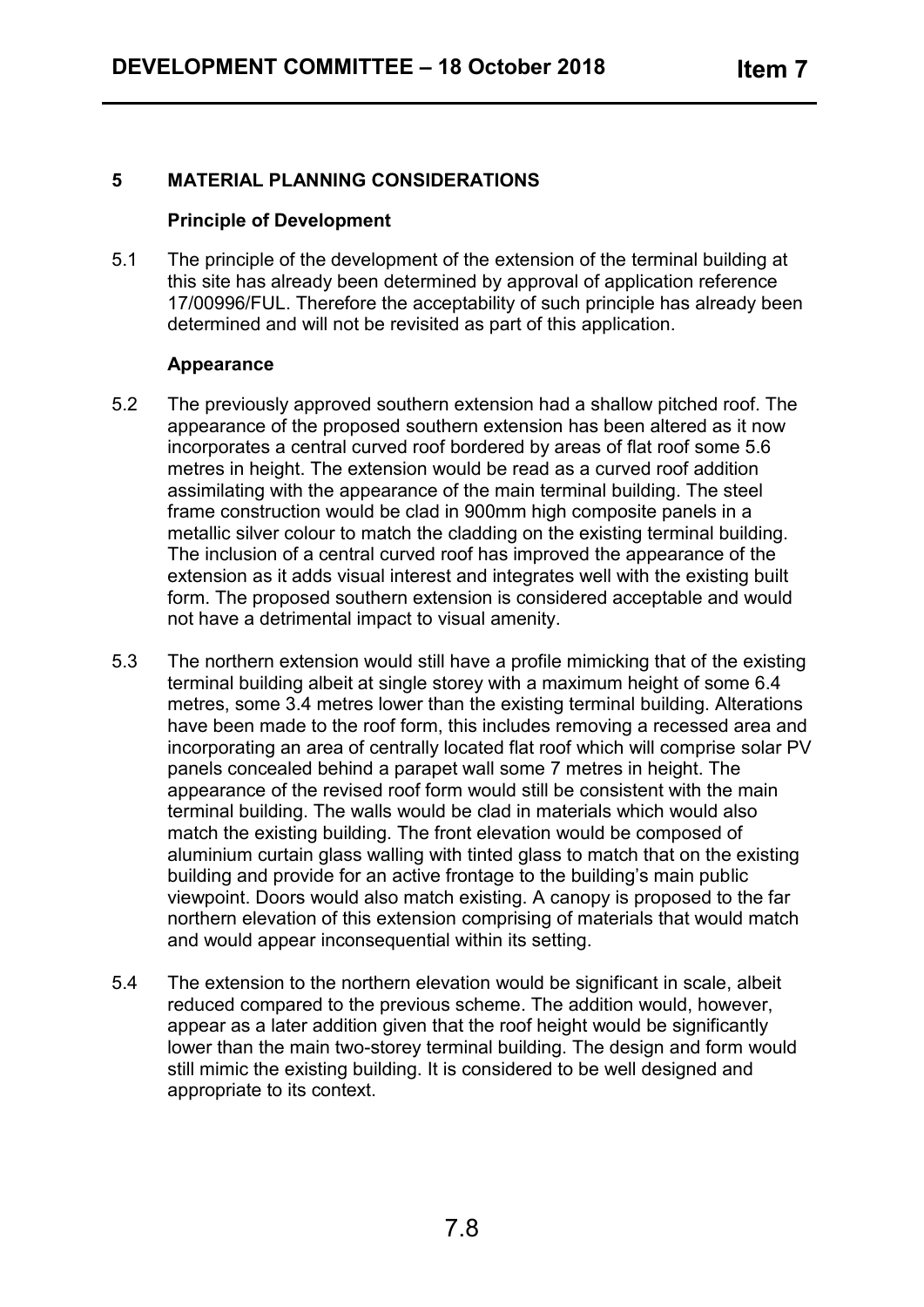## 5 MATERIAL PLANNING CONSIDERATIONS

### Principle of Development

5.1 The principle of the development of the extension of the terminal building at this site has already been determined by approval of application reference 17/00996/FUL. Therefore the acceptability of such principle has already been determined and will not be revisited as part of this application.

### Appearance

5.2 The previously approved southern extension had a shallow pitched roof. The appearance of the proposed southern extension has been altered as it now incorporates a central curved roof bordered by areas of flat roof some 5.6 metres in height. The extension would be read as a curved roof addition assimilating with the appearance of the main terminal building. The steel frame construction would be clad in 900mm high composite panels in a metallic silver colour to match the cladding on the existing terminal building. The inclusion of a central curved roof has improved the appearance of the extension as it adds visual interest and integrates well with the existing built form. The proposed southern extension is considered acceptable and would not have a detrimental impact to visual amenity.

5.3 The northern extension would still have a profile mimicking that of the existing terminal building albeit at single storey with a maximum height of some 6.4 metres, some 3.4 metres lower than the existing terminal building. Alterations have been made to the roof form, this includes removing a recessed area and incorporating an area of centrally located flat roof which will comprise solar PV panels concealed behind a parapet wall some 7 metres in height. The appearance of the revised roof form would still be consistent with the main terminal building. The walls would be clad in materials which would also match the existing building. The front elevation would be composed of aluminium curtain glass walling with tinted glass to match that on the existing building and provide for an active frontage to the building's main public viewpoint. Doors would also match existing. A canopy is proposed to the far northern elevation of this extension comprising of materials that would match and would appear inconsequential within its setting.

5.4 The extension to the northern elevation would be significant in scale, albeit reduced compared to the previous scheme. The addition would, however, appear as a later addition given that the roof height would be significantly lower than the main two-storey terminal building. The design and form would still mimic the existing building. It is considered to be well designed and appropriate to its context.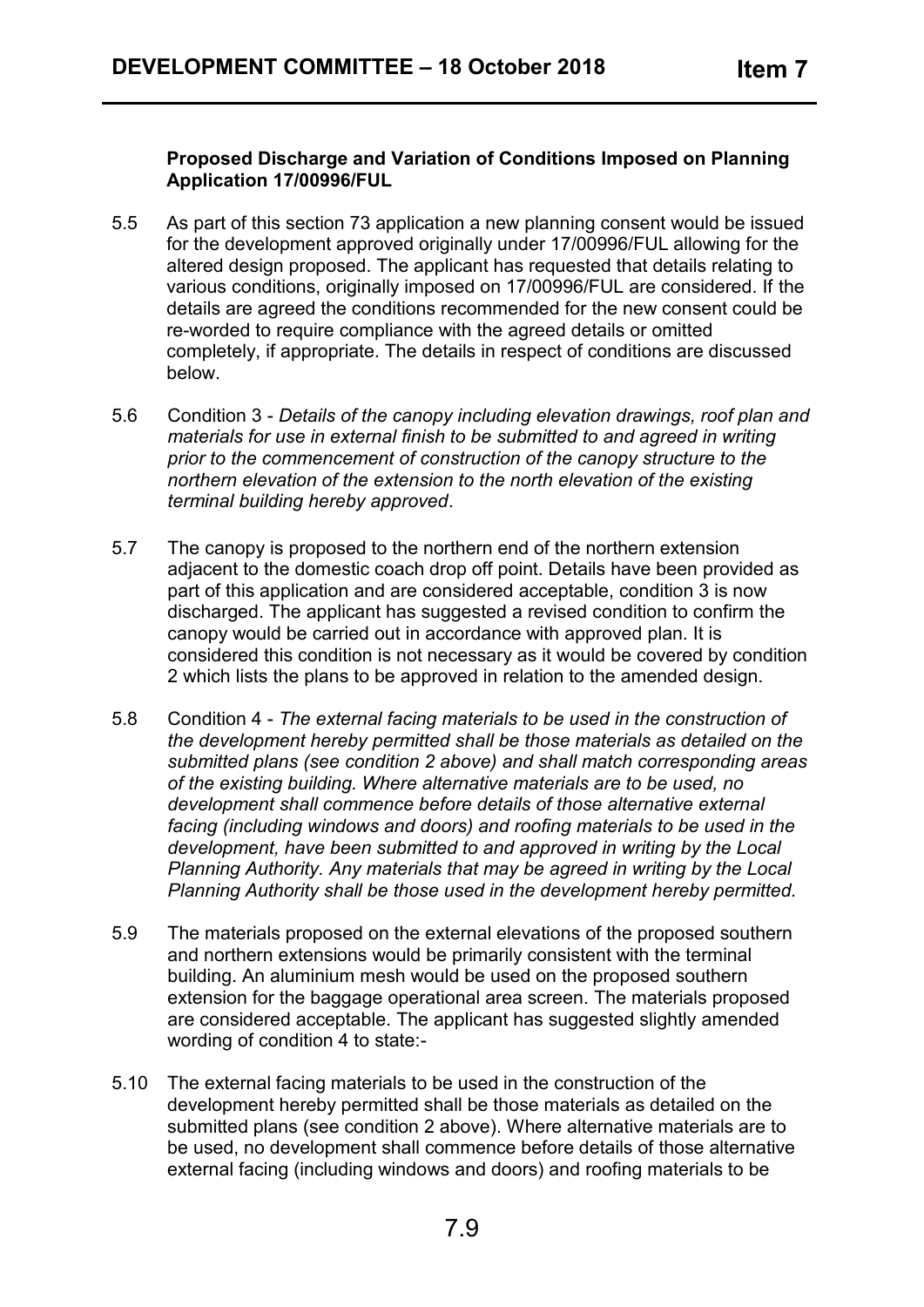**Proposed Discharge and Variation of Conditions Imposed on Planning Application 17/00996/FUL**

5.5 As part of this section 73 application a new planning consent would be issued for the development approved originally under 17/00996/FUL allowing for the altered design proposed. The applicant has requested that details relating to various conditions, originally imposed on 17/00996/FUL are considered. If the details are agreed the conditions recommended for the new consent could be re-worded to require compliance with the agreed details or omitted completely, if appropriate. The details in respect of conditions are discussed below.

5.6 Condition 3 - *Details of the canopy including elevation drawings, roof plan and materials for use in external finish to be submitted to and agreed in writing prior to the commencement of construction of the canopy structure to the northern elevation of the extension to the north elevation of the existing terminal building hereby approved*.

5.7 The canopy is proposed to the northern end of the northern extension adjacent to the domestic coach drop off point. Details have been provided as part of this application and are considered acceptable, condition 3 is now discharged. The applicant has suggested a revised condition to confirm the canopy would be carried out in accordance with approved plan. It is considered this condition is not necessary as it would be covered by condition 2 which lists the plans to be approved in relation to the amended design.

5.8 Condition 4 - *The external facing materials to be used in the construction of the development hereby permitted shall be those materials as detailed on the submitted plans (see condition 2 above) and shall match corresponding areas of the existing building. Where alternative materials are to be used, no development shall commence before details of those alternative external facing (including windows and doors) and roofing materials to be used in the development, have been submitted to and approved in writing by the Local Planning Authority. Any materials that may be agreed in writing by the Local Planning Authority shall be those used in the development hereby permitted.*

5.9 The materials proposed on the external elevations of the proposed southern and northern extensions would be primarily consistent with the terminal building. An aluminium mesh would be used on the proposed southern extension for the baggage operational area screen. The materials proposed are considered acceptable. The applicant has suggested slightly amended wording of condition 4 to state:-

5.10 The external facing materials to be used in the construction of the development hereby permitted shall be those materials as detailed on the submitted plans (see condition 2 above). Where alternative materials are to be used, no development shall commence before details of those alternative external facing (including windows and doors) and roofing materials to be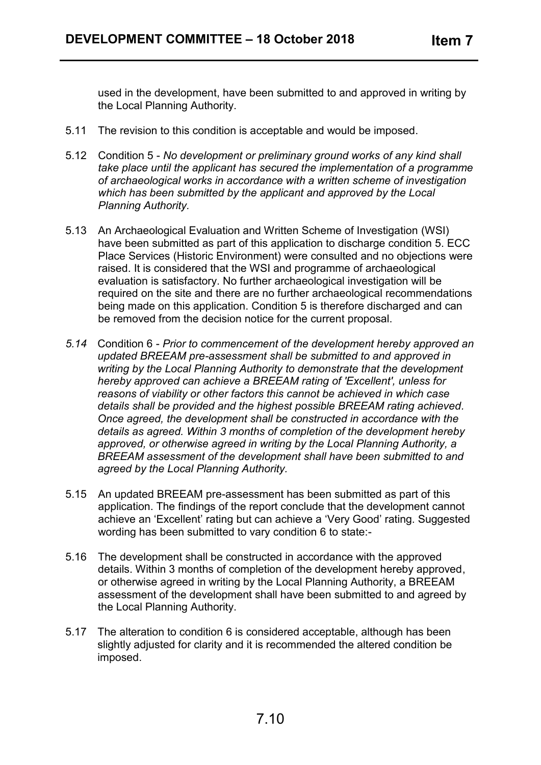used in the development, have been submitted to and approved in writing by the Local Planning Authority.

5.11 The revision to this condition is acceptable and would be imposed.

5.12 Condition 5 - *No development or preliminary ground works of any kind shall take place until the applicant has secured the implementation of a programme of archaeological works in accordance with a written scheme of investigation which has been submitted by the applicant and approved by the Local Planning Authority.*

5.13 An Archaeological Evaluation and Written Scheme of Investigation (WSI) have been submitted as part of this application to discharge condition 5. ECC Place Services (Historic Environment) were consulted and no objections were raised. It is considered that the WSI and programme of archaeological evaluation is satisfactory. No further archaeological investigation will be required on the site and there are no further archaeological recommendations being made on this application. Condition 5 is therefore discharged and can be removed from the decision notice for the current proposal.

*5.14* Condition 6 - *Prior to commencement of the development hereby approved an updated BREEAM pre-assessment shall be submitted to and approved in writing by the Local Planning Authority to demonstrate that the development hereby approved can achieve a BREEAM rating of 'Excellent', unless for reasons of viability or other factors this cannot be achieved in which case details shall be provided and the highest possible BREEAM rating achieved. Once agreed, the development shall be constructed in accordance with the details as agreed. Within 3 months of completion of the development hereby approved, or otherwise agreed in writing by the Local Planning Authority, a BREEAM assessment of the development shall have been submitted to and agreed by the Local Planning Authority.*

5.15 An updated BREEAM pre-assessment has been submitted as part of this application. The findings of the report conclude that the development cannot achieve an 'Excellent' rating but can achieve a 'Very Good' rating. Suggested wording has been submitted to vary condition 6 to state:-

5.16 The development shall be constructed in accordance with the approved details. Within 3 months of completion of the development hereby approved, or otherwise agreed in writing by the Local Planning Authority, a BREEAM assessment of the development shall have been submitted to and agreed by the Local Planning Authority.

5.17 The alteration to condition 6 is considered acceptable, although has been slightly adjusted for clarity and it is recommended the altered condition be imposed.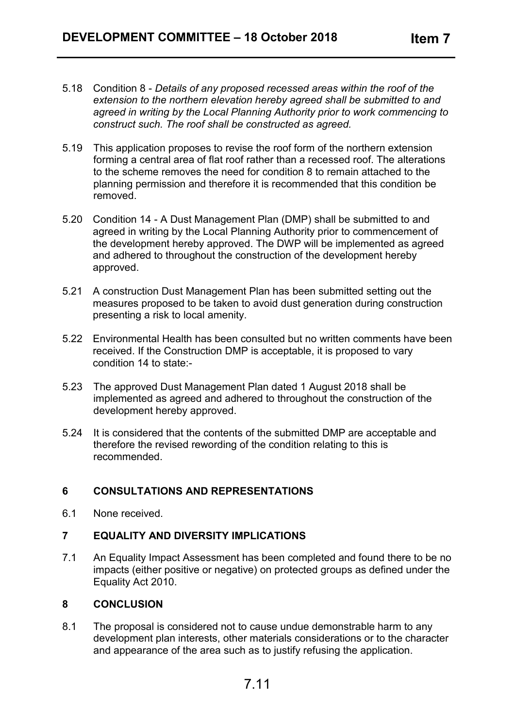5.18 Condition 8 - *Details of any proposed recessed areas within the roof of the extension to the northern elevation hereby agreed shall be submitted to and agreed in writing by the Local Planning Authority prior to work commencing to construct such. The roof shall be constructed as agreed.*

5.19 This application proposes to revise the roof form of the northern extension forming a central area of flat roof rather than a recessed roof. The alterations to the scheme removes the need for condition 8 to remain attached to the planning permission and therefore it is recommended that this condition be removed.

5.20 Condition 14 - A Dust Management Plan (DMP) shall be submitted to and agreed in writing by the Local Planning Authority prior to commencement of the development hereby approved. The DWP will be implemented as agreed and adhered to throughout the construction of the development hereby approved.

5.21 A construction Dust Management Plan has been submitted setting out the measures proposed to be taken to avoid dust generation during construction presenting a risk to local amenity.

5.22 Environmental Health has been consulted but no written comments have been received. If the Construction DMP is acceptable, it is proposed to vary condition 14 to state:-

5.23 The approved Dust Management Plan dated 1 August 2018 shall be implemented as agreed and adhered to throughout the construction of the development hereby approved.

5.24 It is considered that the contents of the submitted DMP are acceptable and therefore the revised rewording of the condition relating to this is recommended.

## 6 CONSULTATIONS AND REPRESENTATIONS

6.1 None received.

## 7 EQUALITY AND DIVERSITY IMPLICATIONS

7.1 An Equality Impact Assessment has been completed and found there to be no impacts (either positive or negative) on protected groups as defined under the Equality Act 2010.

## 8 CONCLUSION

8.1 The proposal is considered not to cause undue demonstrable harm to any development plan interests, other materials considerations or to the character and appearance of the area such as to justify refusing the application.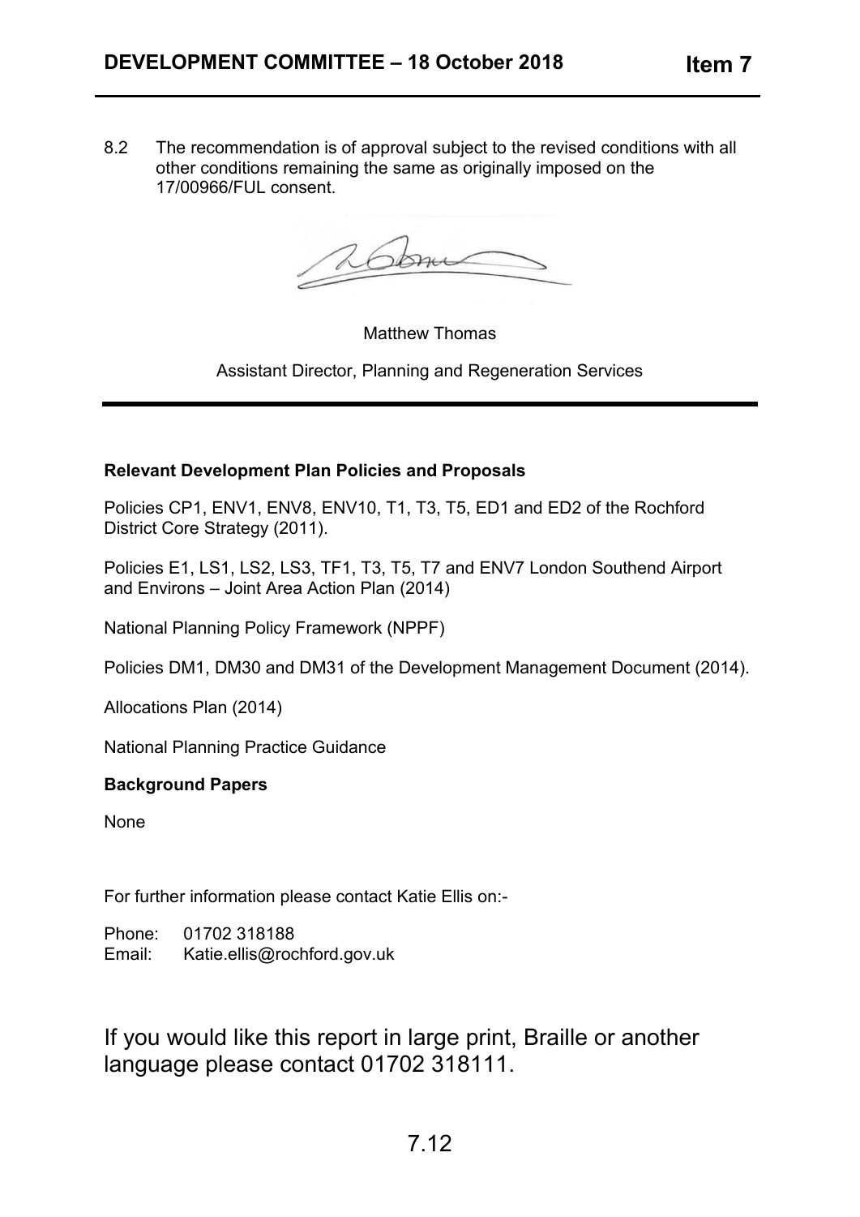8.2 The recommendation is of approval subject to the revised conditions with all other conditions remaining the same as originally imposed on the 17/00966/FUL consent.

Matthew Thomas

Assistant Director, Planning and Regeneration Services

**Relevant Development Plan Policies and Proposals**

Policies CP1, ENV1, ENV8, ENV10, T1, T3, T5, ED1 and ED2 of the Rochford District Core Strategy (2011).

Policies E1, LS1, LS2, LS3, TF1, T3, T5, T7 and ENV7 London Southend Airport and Environs – Joint Area Action Plan (2014)

National Planning Policy Framework (NPPF)

Policies DM1, DM30 and DM31 of the Development Management Document (2014).

Allocations Plan (2014)

National Planning Practice Guidance

**Background Papers**

None

For further information please contact Katie Ellis on:-

Phone: 01702 318188
Email: Katie.ellis@rochford.gov.uk

If you would like this report in large print, Braille or another language please contact 01702 318111.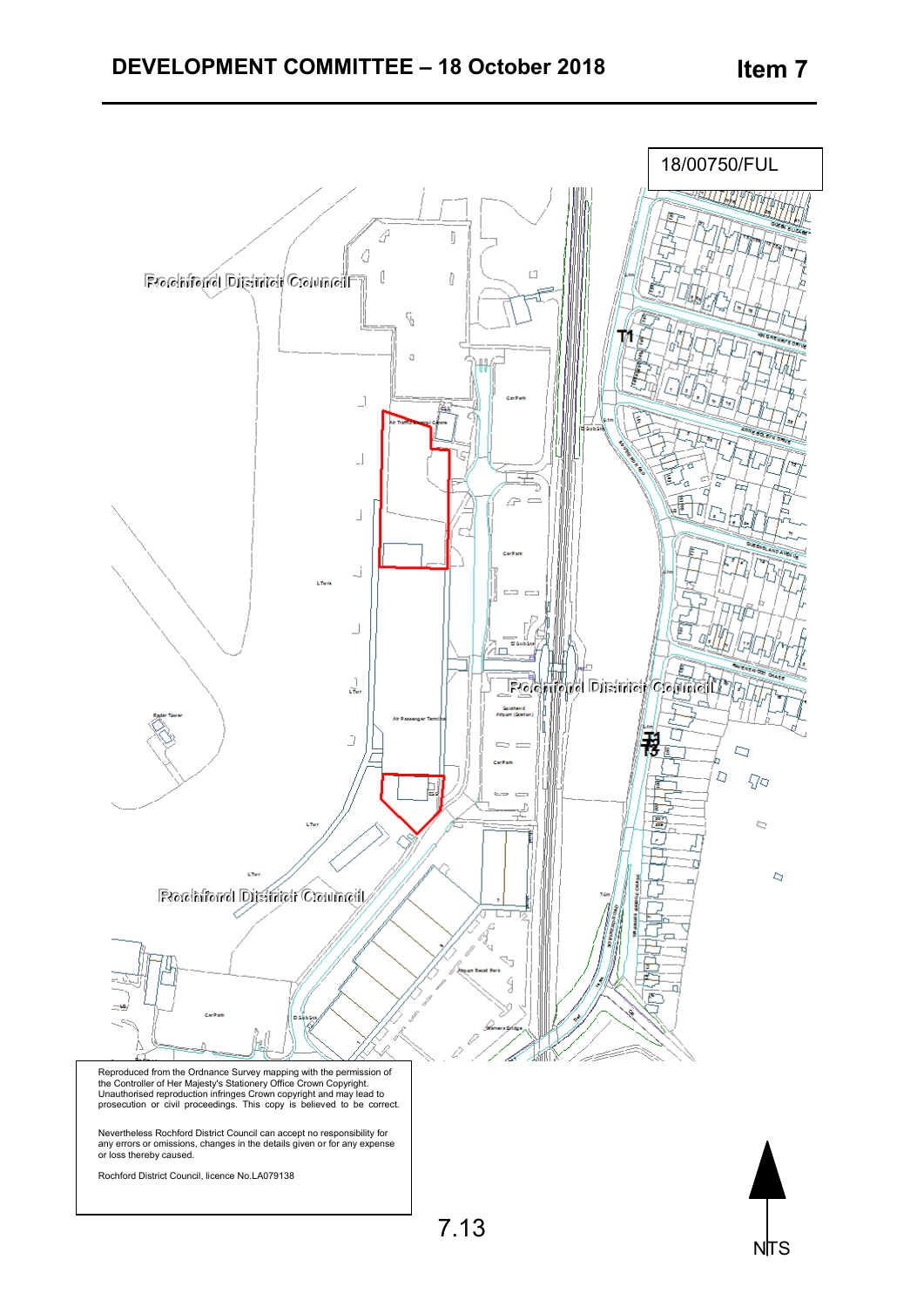# DEVELOPMENT COMMITTEE – 18 October 2018

**Item 7**

18/00750/FUL

Rochford District Council

T1

Air Traffic Control Centre

Car Park

Car Park

L Twr

Rochford District Council

Radar Tower

Air Passenger Terminal

Southend Airport (Station)

T2

T3

Car Park

L Twr

L Twr

Rochford District Council

Airport Retail Park

Car Park

Warners Bridge

Reproduced from the Ordnance Survey mapping with the permission of the Controller of Her Majesty's Stationery Office Crown Copyright. Unauthorised reproduction infringes Crown copyright and may lead to prosecution or civil proceedings. This copy is believed to be correct.

Nevertheless Rochford District Council can accept no responsibility for any errors or omissions, changes in the details given or for any expense or loss thereby caused.

Rochford District Council, licence No.LA079138

7.13

NTS